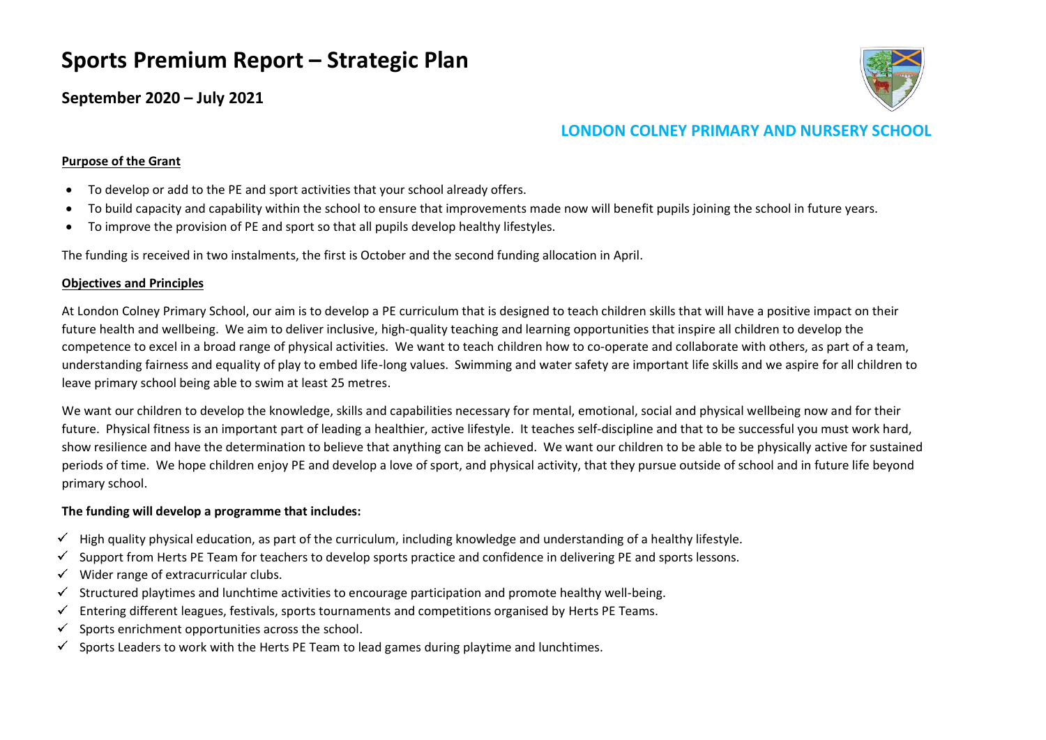# Sports Premium Report – Strategic Plan

## September 2020 – July 2021

**LONDON COLNEY PRIMARY AND NURSERY SCHOOL**

**Purpose of the Grant**

- To develop or add to the PE and sport activities that your school already offers.
- To build capacity and capability within the school to ensure that improvements made now will benefit pupils joining the school in future years.
- To improve the provision of PE and sport so that all pupils develop healthy lifestyles.

The funding is received in two instalments, the first is October and the second funding allocation in April.

**Objectives and Principles**

At London Colney Primary School, our aim is to develop a PE curriculum that is designed to teach children skills that will have a positive impact on their future health and wellbeing. We aim to deliver inclusive, high-quality teaching and learning opportunities that inspire all children to develop the competence to excel in a broad range of physical activities. We want to teach children how to co-operate and collaborate with others, as part of a team, understanding fairness and equality of play to embed life-long values. Swimming and water safety are important life skills and we aspire for all children to leave primary school being able to swim at least 25 metres.

We want our children to develop the knowledge, skills and capabilities necessary for mental, emotional, social and physical wellbeing now and for their future. Physical fitness is an important part of leading a healthier, active lifestyle. It teaches self-discipline and that to be successful you must work hard, show resilience and have the determination to believe that anything can be achieved. We want our children to be able to be physically active for sustained periods of time. We hope children enjoy PE and develop a love of sport, and physical activity, that they pursue outside of school and in future life beyond primary school.

**The funding will develop a programme that includes:**

- ✓ High quality physical education, as part of the curriculum, including knowledge and understanding of a healthy lifestyle.
- ✓ Support from Herts PE Team for teachers to develop sports practice and confidence in delivering PE and sports lessons.
- ✓ Wider range of extracurricular clubs.
- ✓ Structured playtimes and lunchtime activities to encourage participation and promote healthy well-being.
- ✓ Entering different leagues, festivals, sports tournaments and competitions organised by Herts PE Teams.
- ✓ Sports enrichment opportunities across the school.
- ✓ Sports Leaders to work with the Herts PE Team to lead games during playtime and lunchtimes.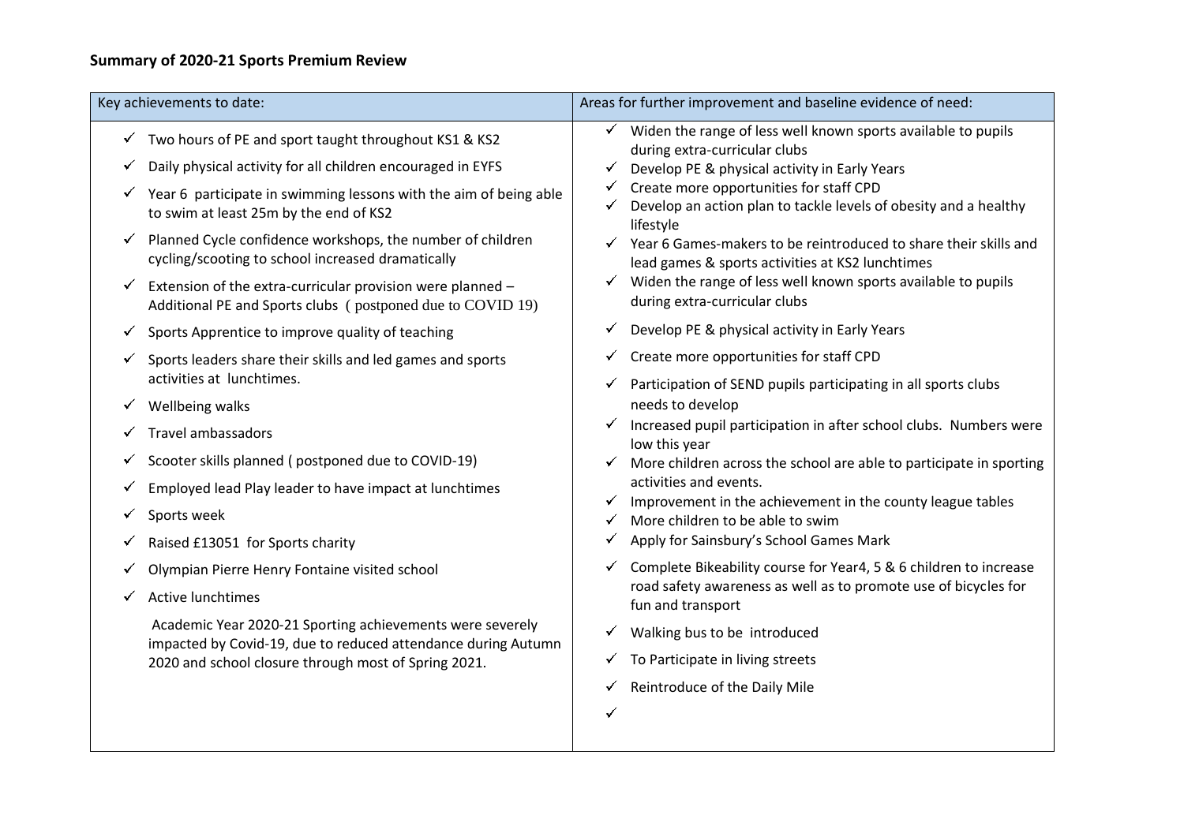## Summary of 2020-21 Sports Premium Review

| Key achievements to date: | Areas for further improvement and baseline evidence of need: |
|---|---|
| ✓ Two hours of PE and sport taught throughout KS1 & KS2<br>✓ Daily physical activity for all children encouraged in EYFS<br>✓ Year 6 participate in swimming lessons with the aim of being able to swim at least 25m by the end of KS2<br>✓ Planned Cycle confidence workshops, the number of children cycling/scooting to school increased dramatically<br>✓ Extension of the extra-curricular provision were planned – Additional PE and Sports clubs ( postponed due to COVID 19)<br>✓ Sports Apprentice to improve quality of teaching<br>✓ Sports leaders share their skills and led games and sports activities at lunchtimes.<br>✓ Wellbeing walks<br>✓ Travel ambassadors<br>✓ Scooter skills planned ( postponed due to COVID-19)<br>✓ Employed lead Play leader to have impact at lunchtimes<br>✓ Sports week<br>✓ Raised £13051 for Sports charity<br>✓ Olympian Pierre Henry Fontaine visited school<br>✓ Active lunchtimes<br><br>Academic Year 2020-21 Sporting achievements were severely impacted by Covid-19, due to reduced attendance during Autumn 2020 and school closure through most of Spring 2021. | ✓ Widen the range of less well known sports available to pupils during extra-curricular clubs<br>✓ Develop PE & physical activity in Early Years<br>✓ Create more opportunities for staff CPD<br>✓ Develop an action plan to tackle levels of obesity and a healthy lifestyle<br>✓ Year 6 Games-makers to be reintroduced to share their skills and lead games & sports activities at KS2 lunchtimes<br>✓ Widen the range of less well known sports available to pupils during extra-curricular clubs<br>✓ Develop PE & physical activity in Early Years<br>✓ Create more opportunities for staff CPD<br>✓ Participation of SEND pupils participating in all sports clubs needs to develop<br>✓ Increased pupil participation in after school clubs. Numbers were low this year<br>✓ More children across the school are able to participate in sporting activities and events.<br>✓ Improvement in the achievement in the county league tables<br>✓ More children to be able to swim<br>✓ Apply for Sainsbury's School Games Mark<br>✓ Complete Bikeability course for Year4, 5 & 6 children to increase road safety awareness as well as to promote use of bicycles for fun and transport<br>✓ Walking bus to be introduced<br>✓ To Participate in living streets<br>✓ Reintroduce the Daily Mile<br>✓ |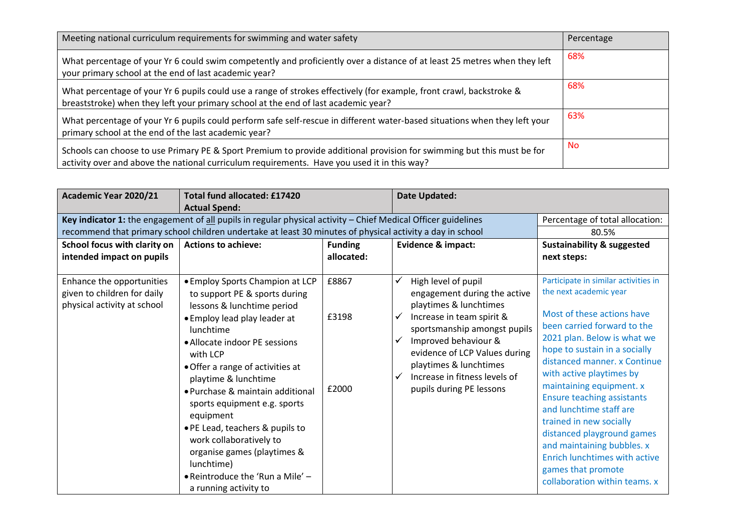| Meeting national curriculum requirements for swimming and water safety | Percentage |
|---|---|
| What percentage of your Yr 6 could swim competently and proficiently over a distance of at least 25 metres when they left your primary school at the end of last academic year? | 68% |
| What percentage of your Yr 6 pupils could use a range of strokes effectively (for example, front crawl, backstroke & breaststroke) when they left your primary school at the end of last academic year? | 68% |
| What percentage of your Yr 6 pupils could perform safe self-rescue in different water-based situations when they left your primary school at the end of the last academic year? | 63% |
| Schools can choose to use Primary PE & Sport Premium to provide additional provision for swimming but this must be for activity over and above the national curriculum requirements. Have you used it in this way? | No |

| **Academic Year 2020/21** | **Total fund allocated: £17420**<br>**Actual Spend:** | | **Date Updated:** | |
|---|---|---|---|---|
| **Key indicator 1:** the engagement of all pupils in regular physical activity – Chief Medical Officer guidelines recommend that primary school children undertake at least 30 minutes of physical activity a day in school | | | | Percentage of total allocation:<br>80.5% |
| **School focus with clarity on intended impact on pupils** | **Actions to achieve:** | **Funding allocated:** | **Evidence & impact:** | **Sustainability & suggested next steps:** |
| Enhance the opportunities given to children for daily physical activity at school | • Employ Sports Champion at LCP to support PE & sports during lessons & lunchtime period<br>• Employ lead play leader at lunchtime<br>• Allocate indoor PE sessions with LCP<br>• Offer a range of activities at playtime & lunchtime<br>• Purchase & maintain additional sports equipment e.g. sports equipment<br>• PE Lead, teachers & pupils to work collaboratively to organise games (playtimes & lunchtime)<br>• Reintroduce the 'Run a Mile' – a running activity to | £8867<br><br>£3198<br><br><br><br>£2000 | ✓ High level of pupil engagement during the active playtimes & lunchtimes<br>✓ Increase in team spirit & sportsmanship amongst pupils<br>✓ Improved behaviour & evidence of LCP Values during playtimes & lunchtimes<br>✓ Increase in fitness levels of pupils during PE lessons | Participate in similar activities in the next academic year<br><br>Most of these actions have been carried forward to the 2021 plan. Below is what we hope to sustain in a socially distanced manner. x Continue with active playtimes by maintaining equipment. x Ensure teaching assistants and lunchtime staff are trained in new socially distanced playground games and maintaining bubbles. x Enrich lunchtimes with active games that promote collaboration within teams. x |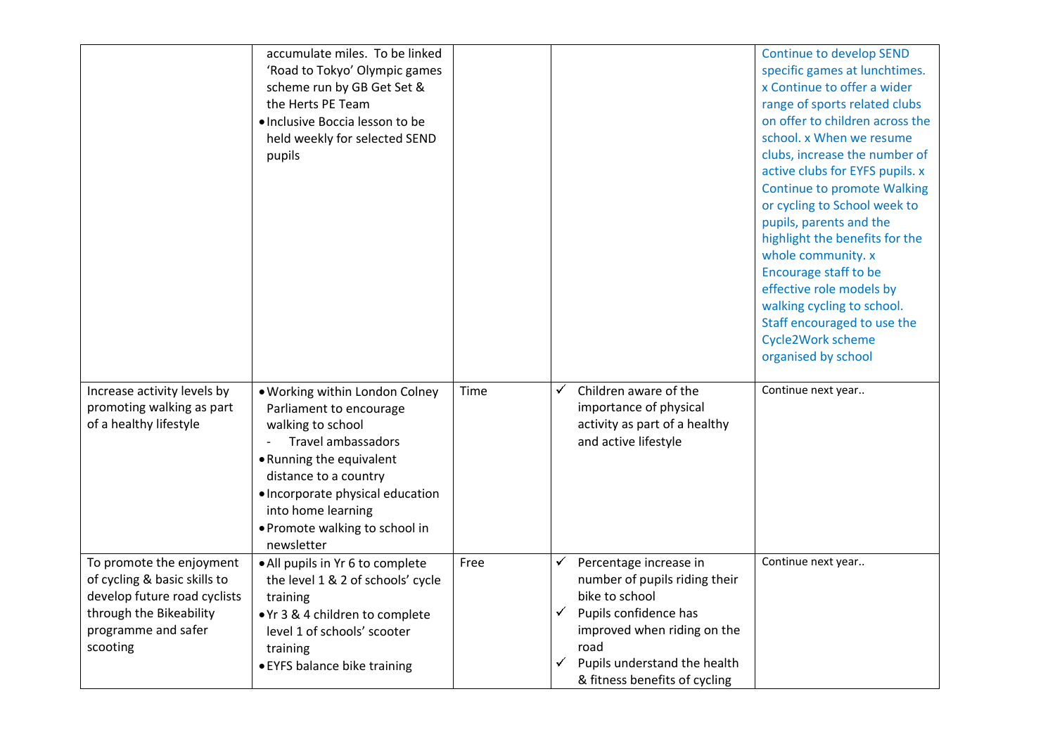| | | | | |
|---|---|---|---|---|
| | accumulate miles. To be linked 'Road to Tokyo' Olympic games scheme run by GB Get Set & the Herts PE Team<br>• Inclusive Boccia lesson to be held weekly for selected SEND pupils | | | Continue to develop SEND specific games at lunchtimes. x Continue to offer a wider range of sports related clubs on offer to children across the school. x When we resume clubs, increase the number of active clubs for EYFS pupils. x Continue to promote Walking or cycling to School week to pupils, parents and the highlight the benefits for the whole community. x Encourage staff to be effective role models by walking cycling to school. Staff encouraged to use the Cycle2Work scheme organised by school |
| Increase activity levels by promoting walking as part of a healthy lifestyle | • Working within London Colney Parliament to encourage walking to school<br>- Travel ambassadors<br>• Running the equivalent distance to a country<br>• Incorporate physical education into home learning<br>• Promote walking to school in newsletter | Time | ✓ Children aware of the importance of physical activity as part of a healthy and active lifestyle | Continue next year.. |
| To promote the enjoyment of cycling & basic skills to develop future road cyclists through the Bikeability programme and safer scooting | • All pupils in Yr 6 to complete the level 1 & 2 of schools' cycle training<br>• Yr 3 & 4 children to complete level 1 of schools' scooter training<br>• EYFS balance bike training | Free | ✓ Percentage increase in number of pupils riding their bike to school<br>✓ Pupils confidence has improved when riding on the road<br>✓ Pupils understand the health & fitness benefits of cycling | Continue next year.. |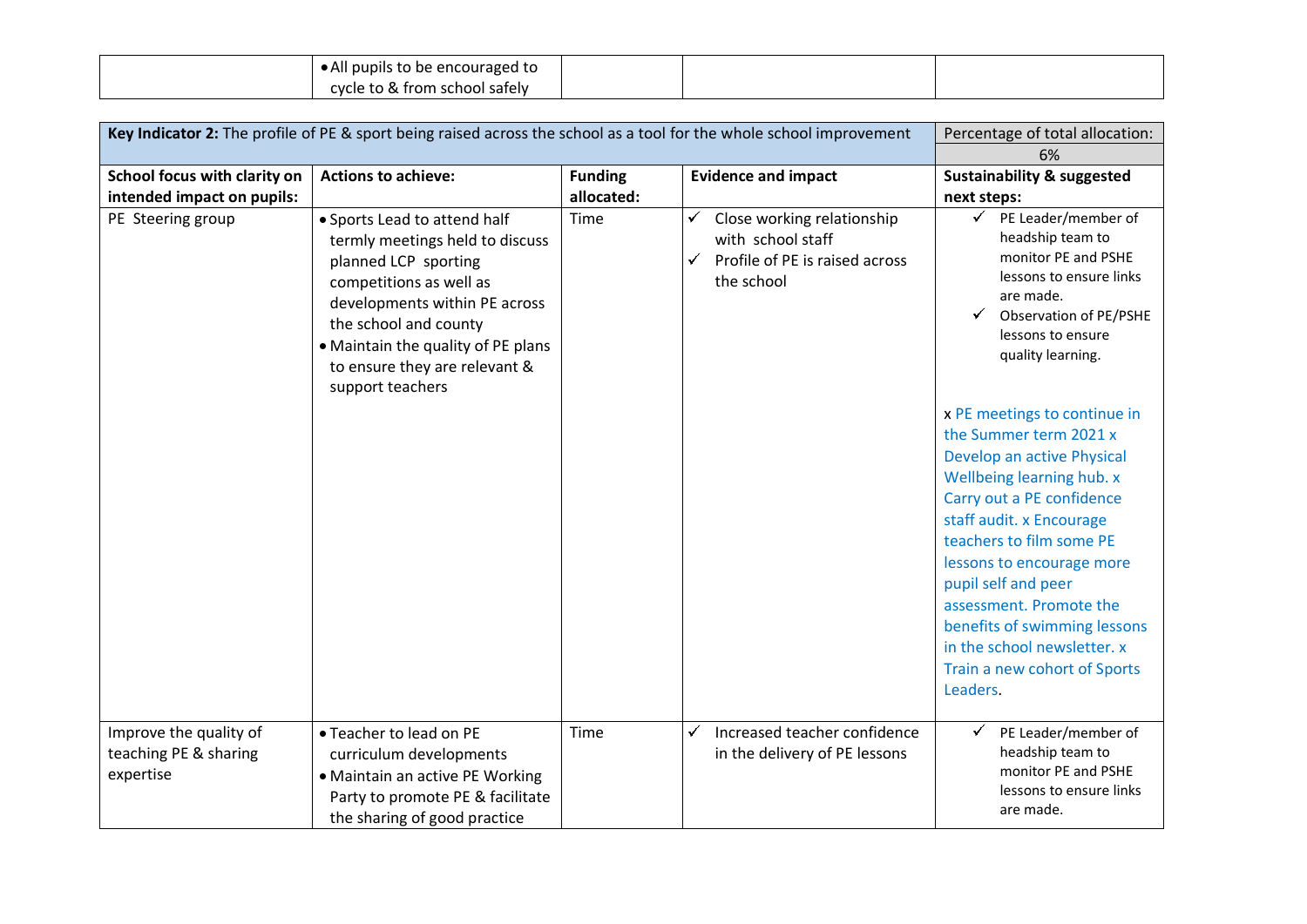| | • All pupils to be encouraged to cycle to & from school safely | | | |
|---|---|---|---|---|

| **Key Indicator 2:** The profile of PE & sport being raised across the school as a tool for the whole school improvement | | | | Percentage of total allocation: 6% |
|---|---|---|---|---|
| **School focus with clarity on intended impact on pupils:** | **Actions to achieve:** | **Funding allocated:** | **Evidence and impact** | **Sustainability & suggested next steps:** |
| PE Steering group | • Sports Lead to attend half termly meetings held to discuss planned LCP sporting competitions as well as developments within PE across the school and county<br>• Maintain the quality of PE plans to ensure they are relevant & support teachers | Time | ✓ Close working relationship with school staff<br>✓ Profile of PE is raised across the school | ✓ PE Leader/member of headship team to monitor PE and PSHE lessons to ensure links are made.<br>✓ Observation of PE/PSHE lessons to ensure quality learning.<br><br>x PE meetings to continue in the Summer term 2021 x Develop an active Physical Wellbeing learning hub. x Carry out a PE confidence staff audit. x Encourage teachers to film some PE lessons to encourage more pupil self and peer assessment. Promote the benefits of swimming lessons in the school newsletter. x Train a new cohort of Sports Leaders. |
| Improve the quality of teaching PE & sharing expertise | • Teacher to lead on PE curriculum developments<br>• Maintain an active PE Working Party to promote PE & facilitate the sharing of good practice | Time | ✓ Increased teacher confidence in the delivery of PE lessons | ✓ PE Leader/member of headship team to monitor PE and PSHE lessons to ensure links are made. |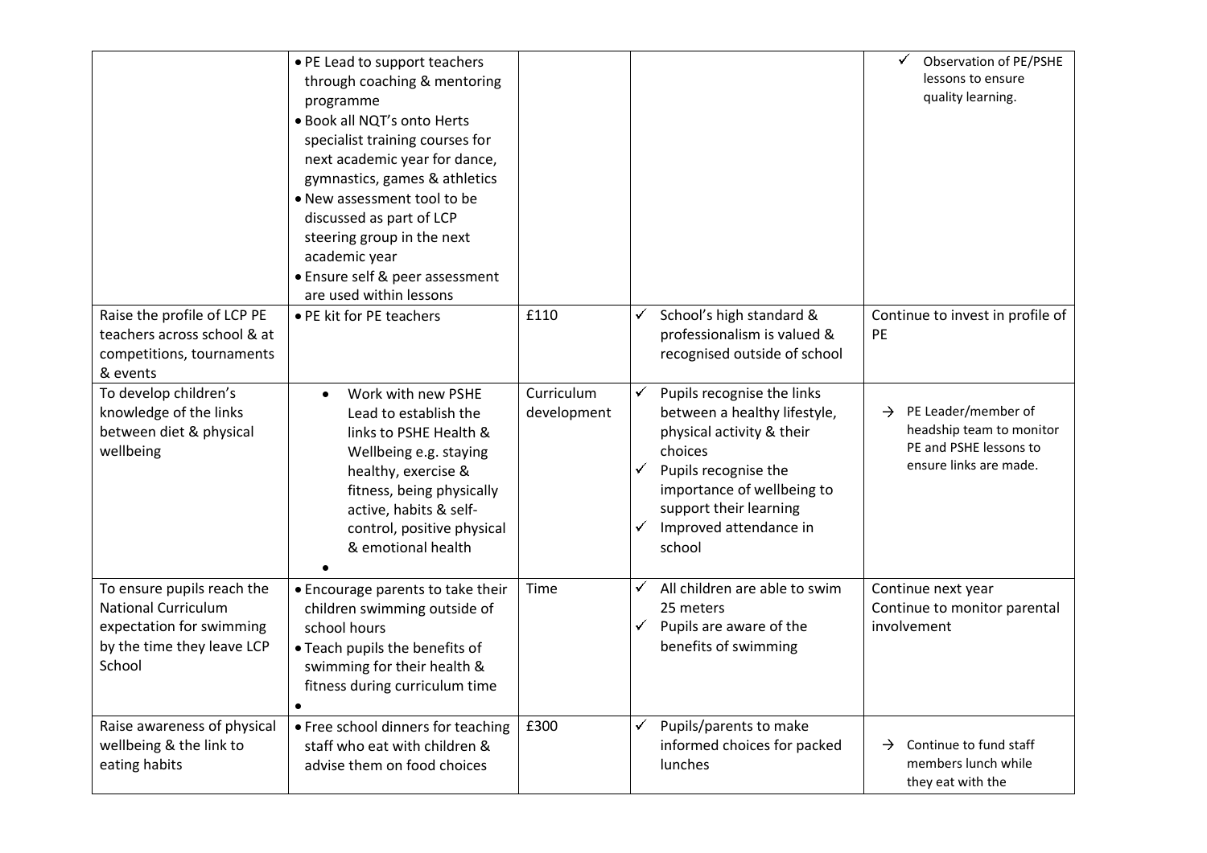| | | | | |
|---|---|---|---|---|
| | • PE Lead to support teachers through coaching & mentoring programme<br>• Book all NQT's onto Herts specialist training courses for next academic year for dance, gymnastics, games & athletics<br>• New assessment tool to be discussed as part of LCP steering group in the next academic year<br>• Ensure self & peer assessment are used within lessons | | | ✓ Observation of PE/PSHE lessons to ensure quality learning. |
| Raise the profile of LCP PE teachers across school & at competitions, tournaments & events | • PE kit for PE teachers | £110 | ✓ School's high standard & professionalism is valued & recognised outside of school | Continue to invest in profile of PE |
| To develop children's knowledge of the links between diet & physical wellbeing | • Work with new PSHE Lead to establish the links to PSHE Health & Wellbeing e.g. staying healthy, exercise & fitness, being physically active, habits & self-control, positive physical & emotional health<br>• | Curriculum development | ✓ Pupils recognise the links between a healthy lifestyle, physical activity & their choices<br>✓ Pupils recognise the importance of wellbeing to support their learning<br>✓ Improved attendance in school | → PE Leader/member of headship team to monitor PE and PSHE lessons to ensure links are made. |
| To ensure pupils reach the National Curriculum expectation for swimming by the time they leave LCP School | • Encourage parents to take their children swimming outside of school hours<br>• Teach pupils the benefits of swimming for their health & fitness during curriculum time<br>• | Time | ✓ All children are able to swim 25 meters<br>✓ Pupils are aware of the benefits of swimming | Continue next year<br>Continue to monitor parental involvement |
| Raise awareness of physical wellbeing & the link to eating habits | • Free school dinners for teaching staff who eat with children & advise them on food choices | £300 | ✓ Pupils/parents to make informed choices for packed lunches | → Continue to fund staff members lunch while they eat with the |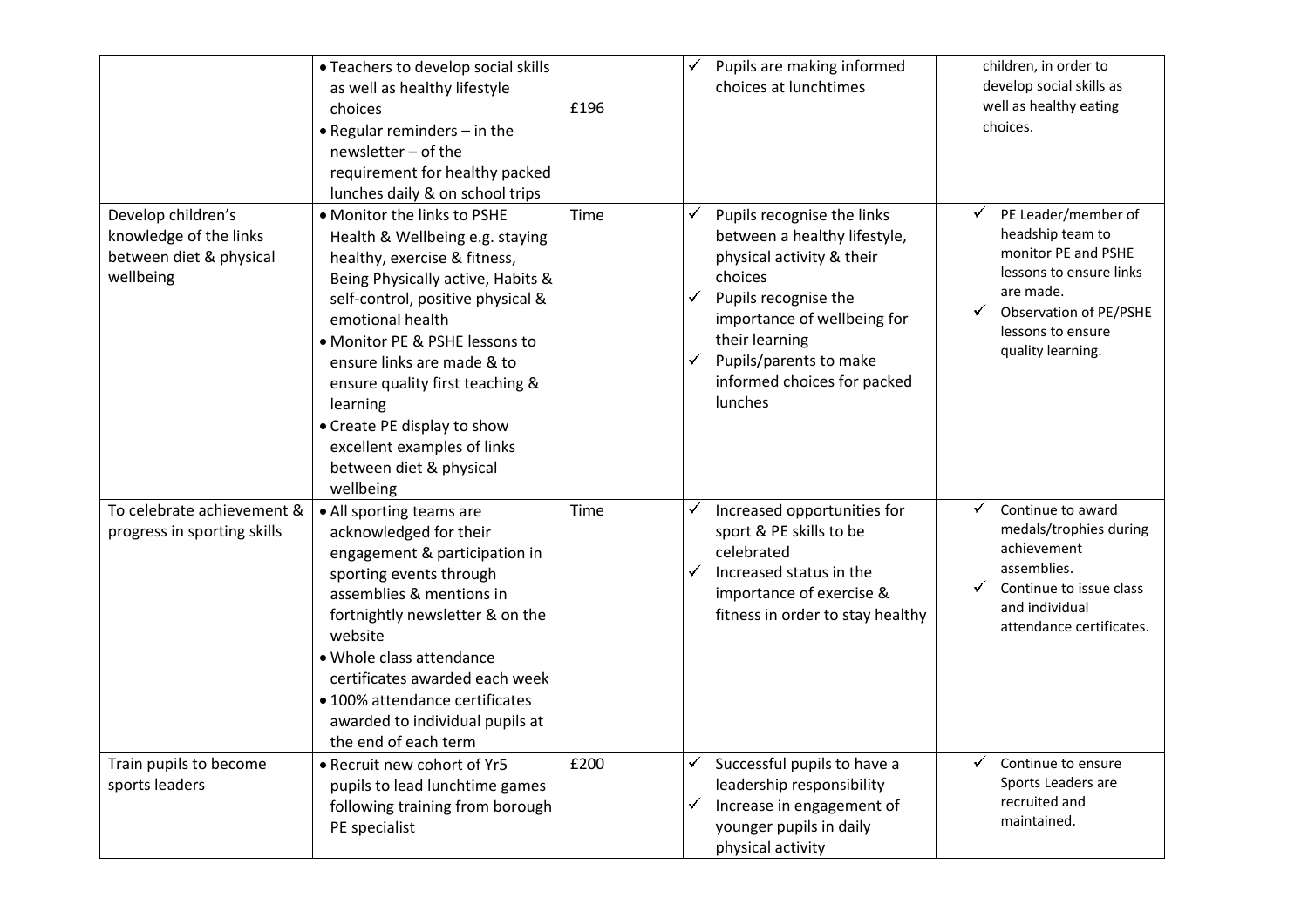| | | | | |
|---|---|---|---|---|
| | • Teachers to develop social skills as well as healthy lifestyle choices<br>• Regular reminders – in the newsletter – of the requirement for healthy packed lunches daily & on school trips | £196 | ✓ Pupils are making informed choices at lunchtimes | children, in order to develop social skills as well as healthy eating choices. |
| Develop children's knowledge of the links between diet & physical wellbeing | • Monitor the links to PSHE Health & Wellbeing e.g. staying healthy, exercise & fitness, Being Physically active, Habits & self-control, positive physical & emotional health<br>• Monitor PE & PSHE lessons to ensure links are made & to ensure quality first teaching & learning<br>• Create PE display to show excellent examples of links between diet & physical wellbeing | Time | ✓ Pupils recognise the links between a healthy lifestyle, physical activity & their choices<br>✓ Pupils recognise the importance of wellbeing for their learning<br>✓ Pupils/parents to make informed choices for packed lunches | ✓ PE Leader/member of headship team to monitor PE and PSHE lessons to ensure links are made.<br>✓ Observation of PE/PSHE lessons to ensure quality learning. |
| To celebrate achievement & progress in sporting skills | • All sporting teams are acknowledged for their engagement & participation in sporting events through assemblies & mentions in fortnightly newsletter & on the website<br>• Whole class attendance certificates awarded each week<br>• 100% attendance certificates awarded to individual pupils at the end of each term | Time | ✓ Increased opportunities for sport & PE skills to be celebrated<br>✓ Increased status in the importance of exercise & fitness in order to stay healthy | ✓ Continue to award medals/trophies during achievement assemblies.<br>✓ Continue to issue class and individual attendance certificates. |
| Train pupils to become sports leaders | • Recruit new cohort of Yr5 pupils to lead lunchtime games following training from borough PE specialist | £200 | ✓ Successful pupils to have a leadership responsibility<br>✓ Increase in engagement of younger pupils in daily physical activity | ✓ Continue to ensure Sports Leaders are recruited and maintained. |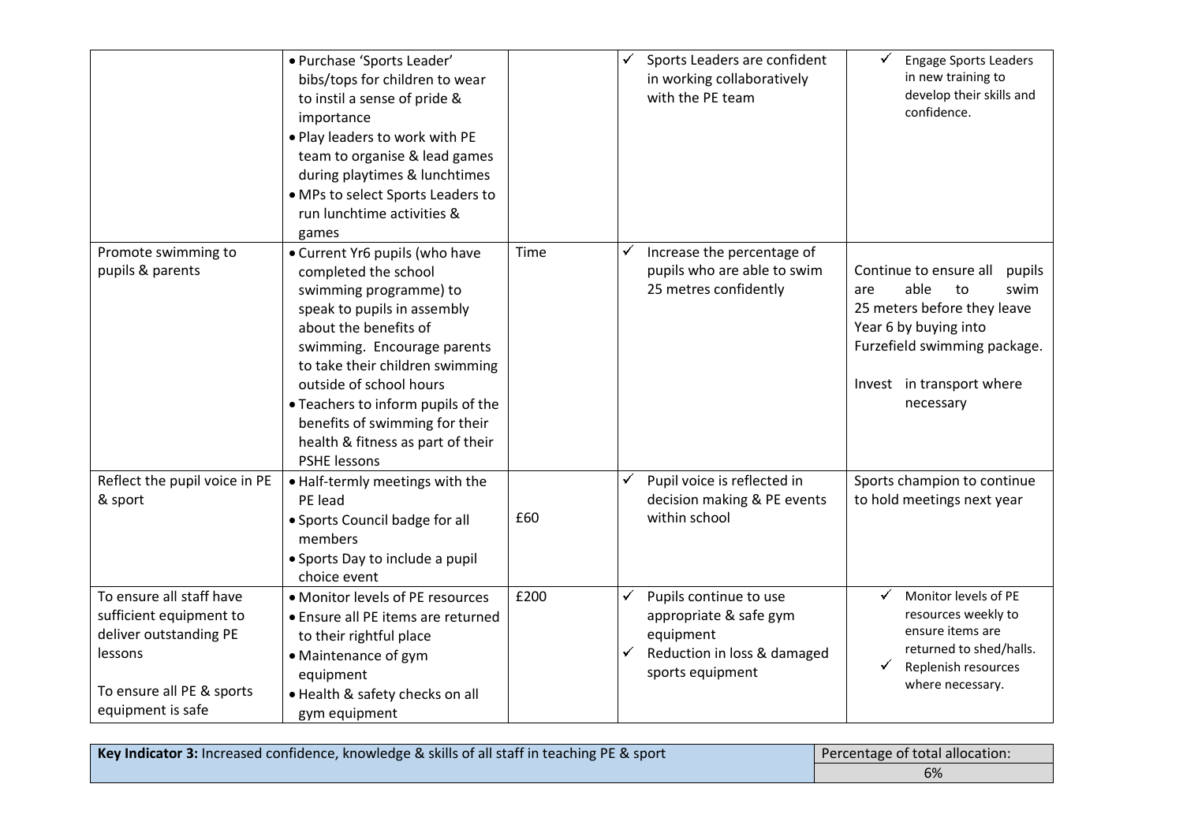| | | | | |
|---|---|---|---|---|
| | • Purchase 'Sports Leader' bibs/tops for children to wear to instil a sense of pride & importance<br>• Play leaders to work with PE team to organise & lead games during playtimes & lunchtimes<br>• MPs to select Sports Leaders to run lunchtime activities & games | | ✓ Sports Leaders are confident in working collaboratively with the PE team | ✓ Engage Sports Leaders in new training to develop their skills and confidence. |
| Promote swimming to pupils & parents | • Current Yr6 pupils (who have completed the school swimming programme) to speak to pupils in assembly about the benefits of swimming. Encourage parents to take their children swimming outside of school hours<br>• Teachers to inform pupils of the benefits of swimming for their health & fitness as part of their PSHE lessons | Time | ✓ Increase the percentage of pupils who are able to swim 25 metres confidently | Continue to ensure all pupils are able to swim 25 meters before they leave Year 6 by buying into Furzefield swimming package.<br><br>Invest in transport where necessary |
| Reflect the pupil voice in PE & sport | • Half-termly meetings with the PE lead<br>• Sports Council badge for all members<br>• Sports Day to include a pupil choice event | £60 | ✓ Pupil voice is reflected in decision making & PE events within school | Sports champion to continue to hold meetings next year |
| To ensure all staff have sufficient equipment to deliver outstanding PE lessons<br><br>To ensure all PE & sports equipment is safe | • Monitor levels of PE resources<br>• Ensure all PE items are returned to their rightful place<br>• Maintenance of gym equipment<br>• Health & safety checks on all gym equipment | £200 | ✓ Pupils continue to use appropriate & safe gym equipment<br>✓ Reduction in loss & damaged sports equipment | ✓ Monitor levels of PE resources weekly to ensure items are returned to shed/halls.<br>✓ Replenish resources where necessary. |

| **Key Indicator 3:** Increased confidence, knowledge & skills of all staff in teaching PE & sport | Percentage of total allocation: |
|---|---|
| | 6% |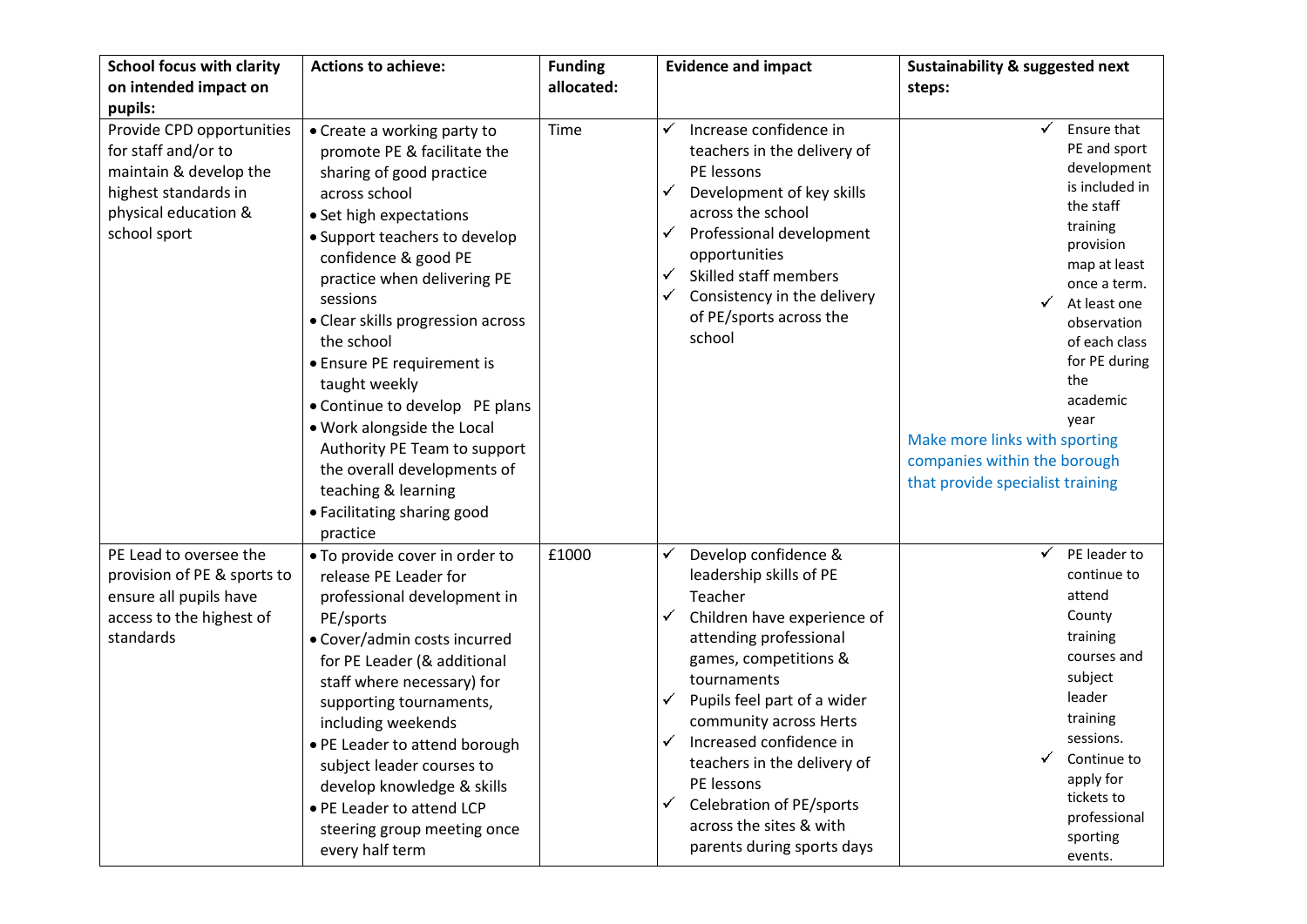| School focus with clarity on intended impact on pupils: | Actions to achieve: | Funding allocated: | Evidence and impact | Sustainability & suggested next steps: |
|---|---|---|---|---|
| Provide CPD opportunities for staff and/or to maintain & develop the highest standards in physical education & school sport | • Create a working party to promote PE & facilitate the sharing of good practice across school<br>• Set high expectations<br>• Support teachers to develop confidence & good PE practice when delivering PE sessions<br>• Clear skills progression across the school<br>• Ensure PE requirement is taught weekly<br>• Continue to develop PE plans<br>• Work alongside the Local Authority PE Team to support the overall developments of teaching & learning<br>• Facilitating sharing good practice | Time | ✓ Increase confidence in teachers in the delivery of PE lessons<br>✓ Development of key skills across the school<br>✓ Professional development opportunities<br>✓ Skilled staff members<br>✓ Consistency in the delivery of PE/sports across the school | ✓ Ensure that PE and sport development is included in the staff training provision map at least once a term.<br>✓ At least one observation of each class for PE during the academic year<br>Make more links with sporting companies within the borough that provide specialist training |
| PE Lead to oversee the provision of PE & sports to ensure all pupils have access to the highest of standards | • To provide cover in order to release PE Leader for professional development in PE/sports<br>• Cover/admin costs incurred for PE Leader (& additional staff where necessary) for supporting tournaments, including weekends<br>• PE Leader to attend borough subject leader courses to develop knowledge & skills<br>• PE Leader to attend LCP steering group meeting once every half term | £1000 | ✓ Develop confidence & leadership skills of PE Teacher<br>✓ Children have experience of attending professional games, competitions & tournaments<br>✓ Pupils feel part of a wider community across Herts<br>✓ Increased confidence in teachers in the delivery of PE lessons<br>✓ Celebration of PE/sports across the sites & with parents during sports days | ✓ PE leader to continue to attend County training courses and subject leader training sessions.<br>✓ Continue to apply for tickets to professional sporting events. |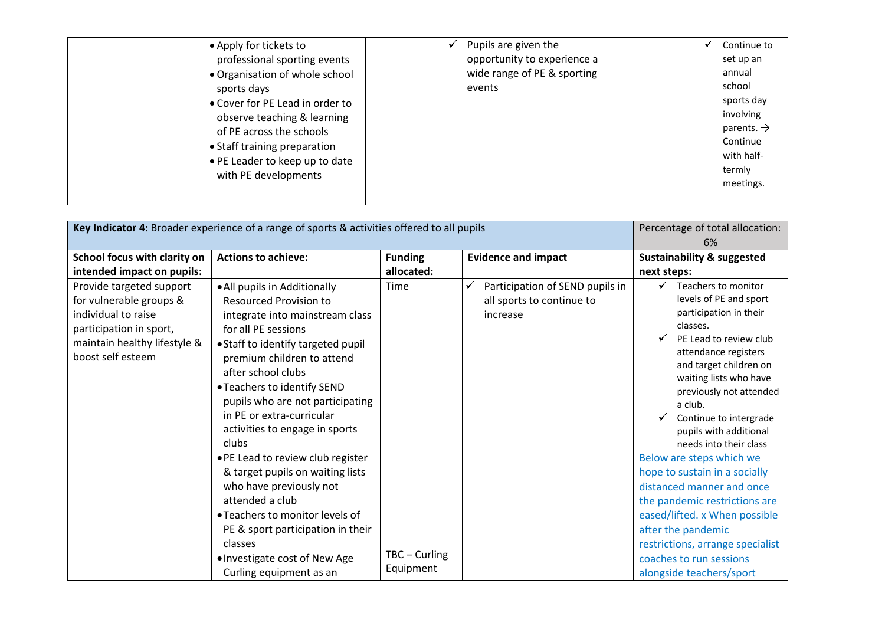| | | | | |
|---|---|---|---|---|
| | • Apply for tickets to professional sporting events<br>• Organisation of whole school sports days<br>• Cover for PE Lead in order to observe teaching & learning of PE across the schools<br>• Staff training preparation<br>• PE Leader to keep up to date with PE developments | | ✓ Pupils are given the opportunity to experience a wide range of PE & sporting events | ✓ Continue to set up an annual school sports day involving parents. → Continue with half-termly meetings. |

| **Key Indicator 4:** Broader experience of a range of sports & activities offered to all pupils | | | | Percentage of total allocation: 6% |
|---|---|---|---|---|
| **School focus with clarity on intended impact on pupils:** | **Actions to achieve:** | **Funding allocated:** | **Evidence and impact** | **Sustainability & suggested next steps:** |
| Provide targeted support for vulnerable groups & individual to raise participation in sport, maintain healthy lifestyle & boost self esteem | • All pupils in Additionally Resourced Provision to integrate into mainstream class for all PE sessions<br>• Staff to identify targeted pupil premium children to attend after school clubs<br>• Teachers to identify SEND pupils who are not participating in PE or extra-curricular activities to engage in sports clubs<br>• PE Lead to review club register & target pupils on waiting lists who have previously not attended a club<br>• Teachers to monitor levels of PE & sport participation in their classes<br>• Investigate cost of New Age Curling equipment as an | Time<br><br>TBC – Curling Equipment | ✓ Participation of SEND pupils in all sports to continue to increase | ✓ Teachers to monitor levels of PE and sport participation in their classes.<br>✓ PE Lead to review club attendance registers and target children on waiting lists who have previously not attended a club.<br>✓ Continue to intergrade pupils with additional needs into their class<br>Below are steps which we hope to sustain in a socially distanced manner and once the pandemic restrictions are eased/lifted. x When possible after the pandemic restrictions, arrange specialist coaches to run sessions alongside teachers/sport |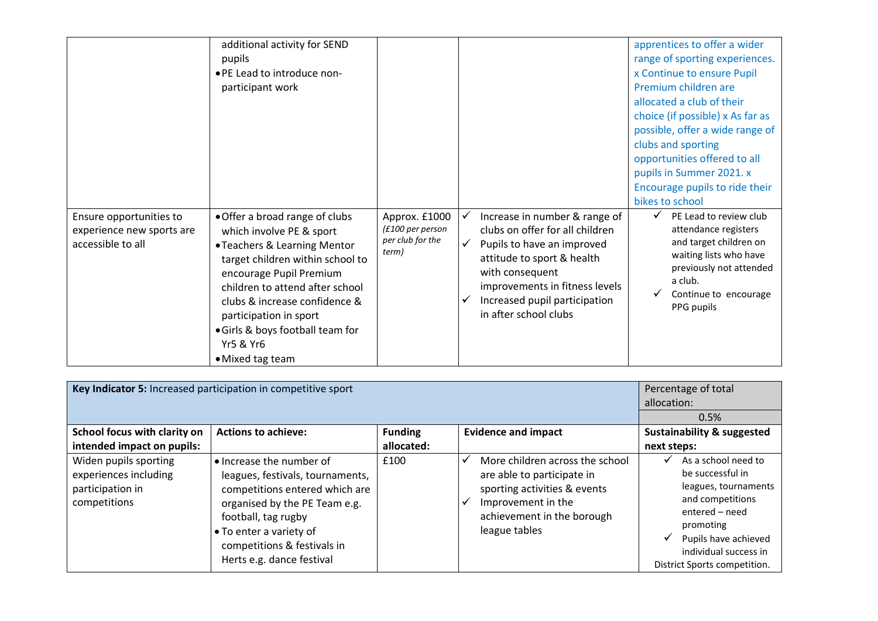| | | | | |
|---|---|---|---|---|
| | additional activity for SEND pupils<br>• PE Lead to introduce non-participant work | | | apprentices to offer a wider range of sporting experiences. x Continue to ensure Pupil Premium children are allocated a club of their choice (if possible) x As far as possible, offer a wide range of clubs and sporting opportunities offered to all pupils in Summer 2021. x Encourage pupils to ride their bikes to school |
| Ensure opportunities to experience new sports are accessible to all | • Offer a broad range of clubs which involve PE & sport<br>• Teachers & Learning Mentor target children within school to encourage Pupil Premium children to attend after school clubs & increase confidence & participation in sport<br>• Girls & boys football team for Yr5 & Yr6<br>• Mixed tag team | Approx. £1000 *(£100 per person per club for the term)* | ✓ Increase in number & range of clubs on offer for all children<br>✓ Pupils to have an improved attitude to sport & health with consequent improvements in fitness levels<br>✓ Increased pupil participation in after school clubs | ✓ PE Lead to review club attendance registers and target children on waiting lists who have previously not attended a club.<br>✓ Continue to encourage PPG pupils |

| **Key Indicator 5:** Increased participation in competitive sport | | | | Percentage of total allocation: |
|---|---|---|---|---|
| | | | | 0.5% |
| **School focus with clarity on intended impact on pupils:** | **Actions to achieve:** | **Funding allocated:** | **Evidence and impact** | **Sustainability & suggested next steps:** |
| Widen pupils sporting experiences including participation in competitions | • Increase the number of leagues, festivals, tournaments, competitions entered which are organised by the PE Team e.g. football, tag rugby<br>• To enter a variety of competitions & festivals in Herts e.g. dance festival | £100 | ✓ More children across the school are able to participate in sporting activities & events<br>✓ Improvement in the achievement in the borough league tables | ✓ As a school need to be successful in leagues, tournaments and competitions entered – need promoting<br>✓ Pupils have achieved individual success in District Sports competition. |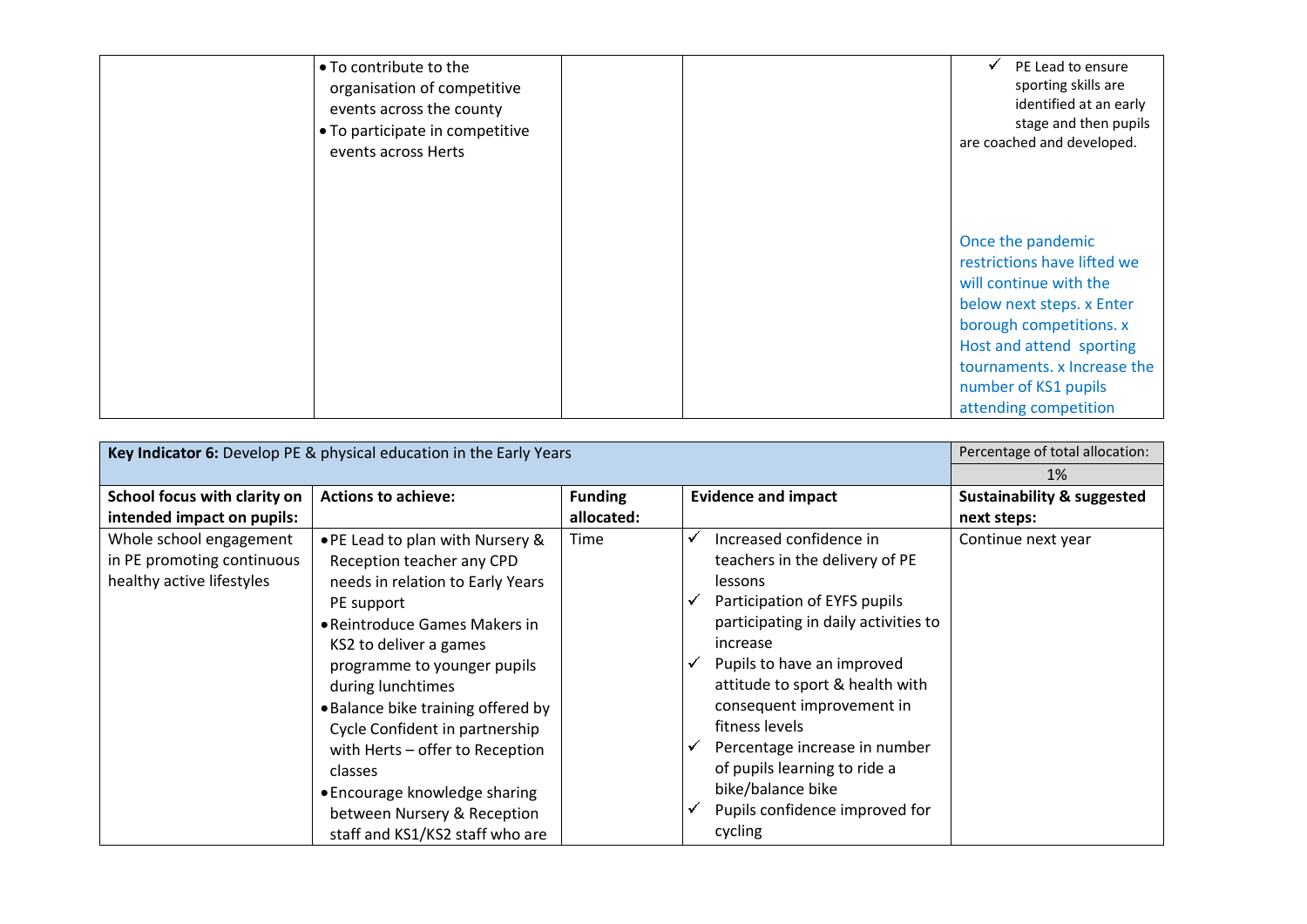| | Actions to achieve: | Funding allocated: | Evidence and impact | Sustainability & suggested next steps: |
|---|---|---|---|---|
| | • To contribute to the organisation of competitive events across the county<br>• To participate in competitive events across Herts | | | ✓ PE Lead to ensure sporting skills are identified at an early stage and then pupils are coached and developed.<br><br>Once the pandemic restrictions have lifted we will continue with the below next steps. x Enter borough competitions. x Host and attend sporting tournaments. x Increase the number of KS1 pupils attending competition |

| **Key Indicator 6:** Develop PE & physical education in the Early Years | | | | Percentage of total allocation: |
|---|---|---|---|---|
| | | | | 1% |
| **School focus with clarity on intended impact on pupils:** | **Actions to achieve:** | **Funding allocated:** | **Evidence and impact** | **Sustainability & suggested next steps:** |
| Whole school engagement in PE promoting continuous healthy active lifestyles | • PE Lead to plan with Nursery & Reception teacher any CPD needs in relation to Early Years PE support<br>• Reintroduce Games Makers in KS2 to deliver a games programme to younger pupils during lunchtimes<br>• Balance bike training offered by Cycle Confident in partnership with Herts – offer to Reception classes<br>• Encourage knowledge sharing between Nursery & Reception staff and KS1/KS2 staff who are | Time | ✓ Increased confidence in teachers in the delivery of PE lessons<br>✓ Participation of EYFS pupils participating in daily activities to increase<br>✓ Pupils to have an improved attitude to sport & health with consequent improvement in fitness levels<br>✓ Percentage increase in number of pupils learning to ride a bike/balance bike<br>✓ Pupils confidence improved for cycling | Continue next year |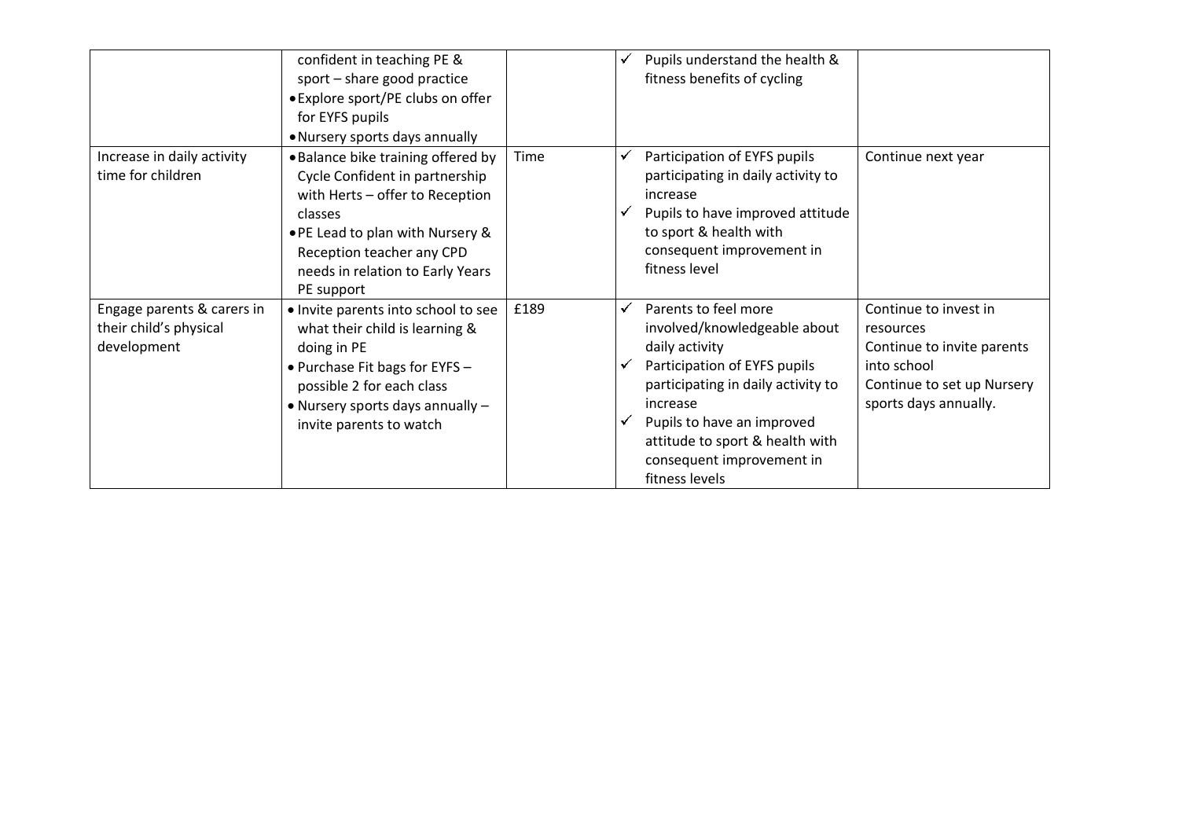| | | | | |
|---|---|---|---|---|
| | confident in teaching PE & sport – share good practice<br>• Explore sport/PE clubs on offer for EYFS pupils<br>• Nursery sports days annually | | ✓ Pupils understand the health & fitness benefits of cycling | |
| Increase in daily activity time for children | • Balance bike training offered by Cycle Confident in partnership with Herts – offer to Reception classes<br>• PE Lead to plan with Nursery & Reception teacher any CPD needs in relation to Early Years PE support | Time | ✓ Participation of EYFS pupils participating in daily activity to increase<br>✓ Pupils to have improved attitude to sport & health with consequent improvement in fitness level | Continue next year |
| Engage parents & carers in their child's physical development | • Invite parents into school to see what their child is learning & doing in PE<br>• Purchase Fit bags for EYFS – possible 2 for each class<br>• Nursery sports days annually – invite parents to watch | £189 | ✓ Parents to feel more involved/knowledgeable about daily activity<br>✓ Participation of EYFS pupils participating in daily activity to increase<br>✓ Pupils to have an improved attitude to sport & health with consequent improvement in fitness levels | Continue to invest in resources<br>Continue to invite parents into school<br>Continue to set up Nursery sports days annually. |